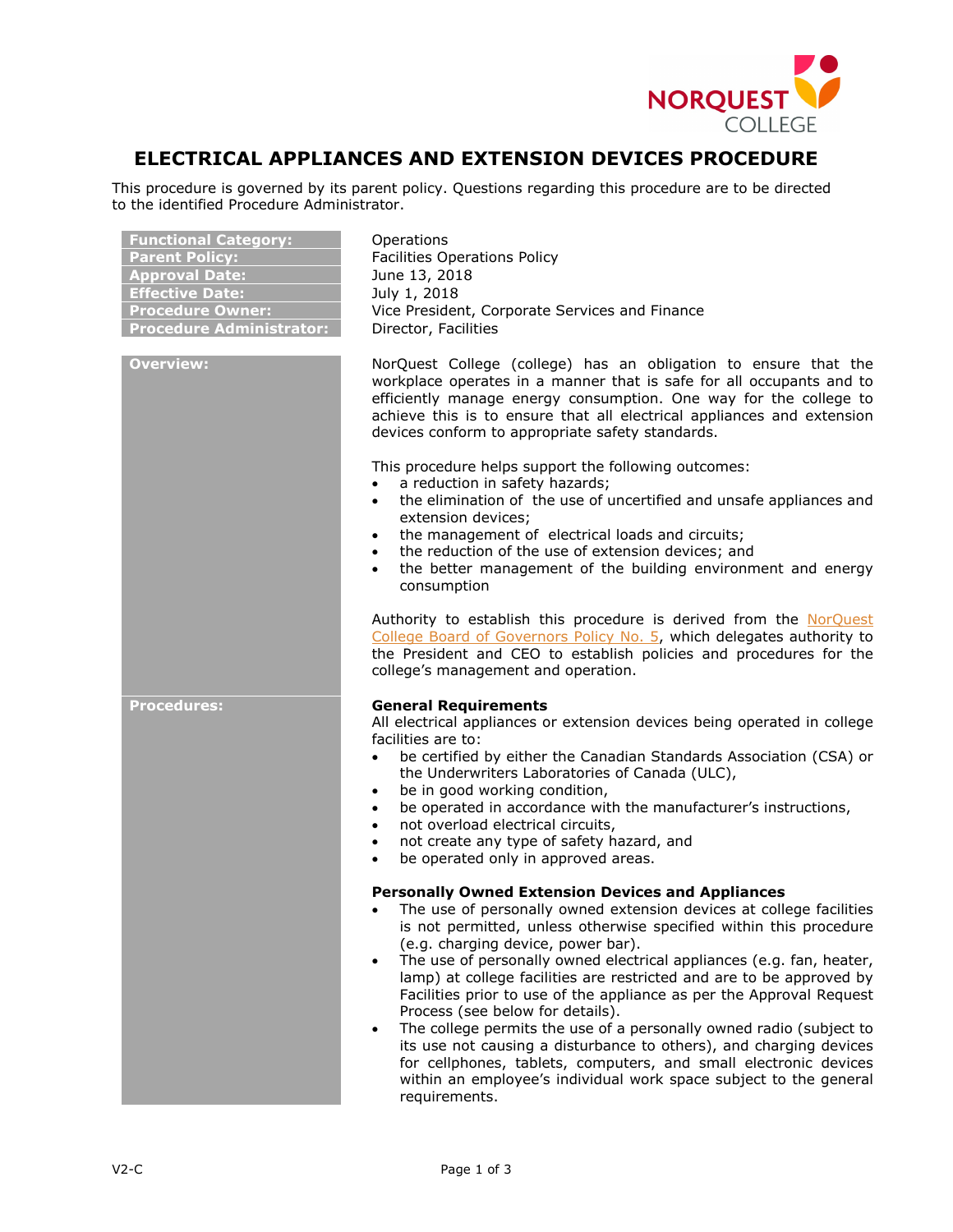# ELECTRICAL APPLIANCES AND EXTENSION DEVICES PROCEDURE

This procedure is governed by its parent policy. Questions regarding this procedure are to be directed to the identified Procedure Administrator.

| | |
|---|---|
| **Functional Category:** | Operations |
| **Parent Policy:** | Facilities Operations Policy |
| **Approval Date:** | June 13, 2018 |
| **Effective Date:** | July 1, 2018 |
| **Procedure Owner:** | Vice President, Corporate Services and Finance |
| **Procedure Administrator:** | Director, Facilities |

## Overview:

NorQuest College (college) has an obligation to ensure that the workplace operates in a manner that is safe for all occupants and to efficiently manage energy consumption. One way for the college to achieve this is to ensure that all electrical appliances and extension devices conform to appropriate safety standards.

This procedure helps support the following outcomes:

- a reduction in safety hazards;
- the elimination of the use of uncertified and unsafe appliances and extension devices;
- the management of electrical loads and circuits;
- the reduction of the use of extension devices; and
- the better management of the building environment and energy consumption

Authority to establish this procedure is derived from the NorQuest College Board of Governors Policy No. 5, which delegates authority to the President and CEO to establish policies and procedures for the college's management and operation.

## Procedures:

### General Requirements

All electrical appliances or extension devices being operated in college facilities are to:

- be certified by either the Canadian Standards Association (CSA) or the Underwriters Laboratories of Canada (ULC),
- be in good working condition,
- be operated in accordance with the manufacturer's instructions,
- not overload electrical circuits,
- not create any type of safety hazard, and
- be operated only in approved areas.

### Personally Owned Extension Devices and Appliances

- The use of personally owned extension devices at college facilities is not permitted, unless otherwise specified within this procedure (e.g. charging device, power bar).
- The use of personally owned electrical appliances (e.g. fan, heater, lamp) at college facilities are restricted and are to be approved by Facilities prior to use of the appliance as per the Approval Request Process (see below for details).
- The college permits the use of a personally owned radio (subject to its use not causing a disturbance to others), and charging devices for cellphones, tablets, computers, and small electronic devices within an employee's individual work space subject to the general requirements.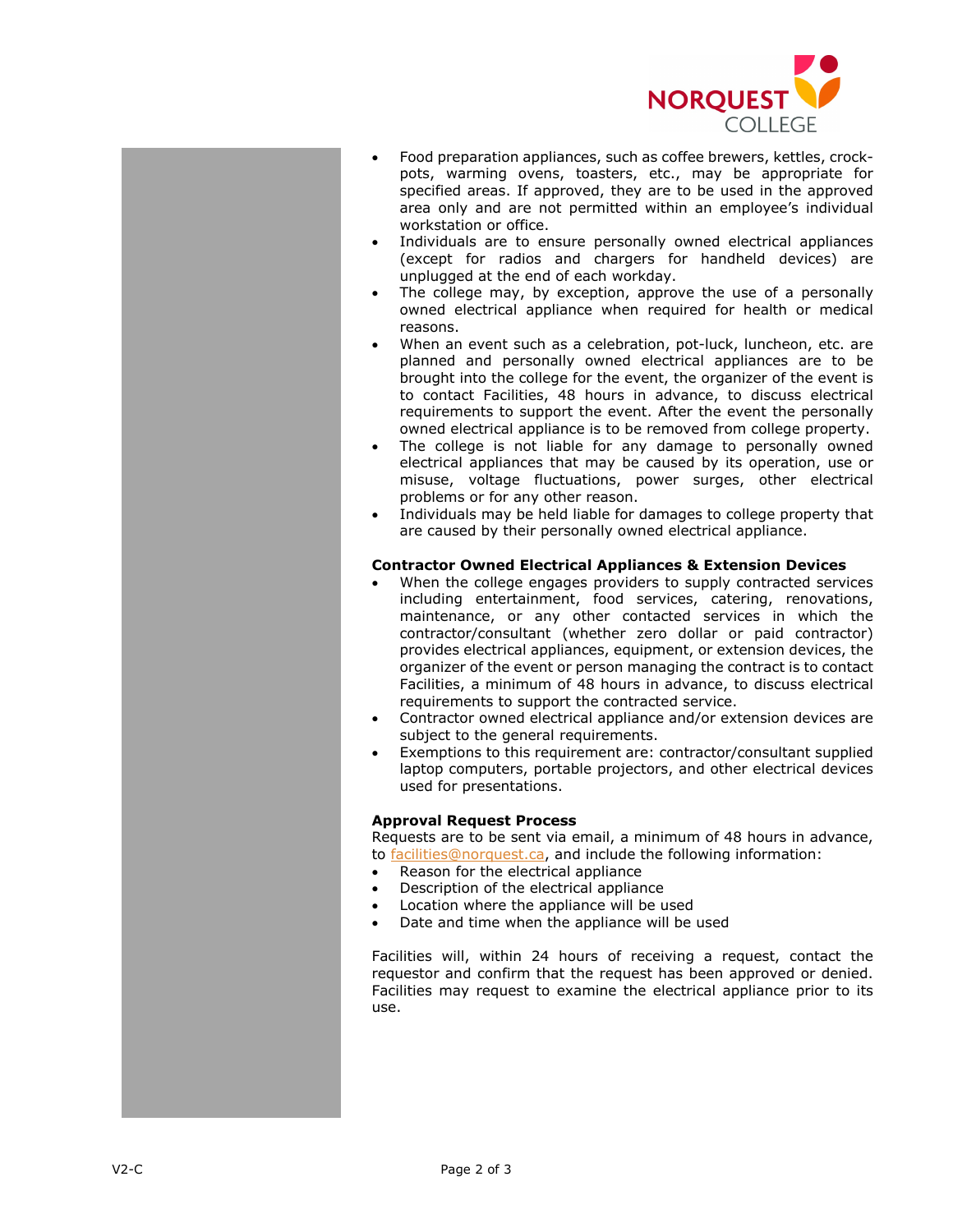- Food preparation appliances, such as coffee brewers, kettles, crock-pots, warming ovens, toasters, etc., may be appropriate for specified areas. If approved, they are to be used in the approved area only and are not permitted within an employee's individual workstation or office.
- Individuals are to ensure personally owned electrical appliances (except for radios and chargers for handheld devices) are unplugged at the end of each workday.
- The college may, by exception, approve the use of a personally owned electrical appliance when required for health or medical reasons.
- When an event such as a celebration, pot-luck, luncheon, etc. are planned and personally owned electrical appliances are to be brought into the college for the event, the organizer of the event is to contact Facilities, 48 hours in advance, to discuss electrical requirements to support the event. After the event the personally owned electrical appliance is to be removed from college property.
- The college is not liable for any damage to personally owned electrical appliances that may be caused by its operation, use or misuse, voltage fluctuations, power surges, other electrical problems or for any other reason.
- Individuals may be held liable for damages to college property that are caused by their personally owned electrical appliance.

**Contractor Owned Electrical Appliances & Extension Devices**

- When the college engages providers to supply contracted services including entertainment, food services, catering, renovations, maintenance, or any other contacted services in which the contractor/consultant (whether zero dollar or paid contractor) provides electrical appliances, equipment, or extension devices, the organizer of the event or person managing the contract is to contact Facilities, a minimum of 48 hours in advance, to discuss electrical requirements to support the contracted service.
- Contractor owned electrical appliance and/or extension devices are subject to the general requirements.
- Exemptions to this requirement are: contractor/consultant supplied laptop computers, portable projectors, and other electrical devices used for presentations.

**Approval Request Process**

Requests are to be sent via email, a minimum of 48 hours in advance, to facilities@norquest.ca, and include the following information:

- Reason for the electrical appliance
- Description of the electrical appliance
- Location where the appliance will be used
- Date and time when the appliance will be used

Facilities will, within 24 hours of receiving a request, contact the requestor and confirm that the request has been approved or denied. Facilities may request to examine the electrical appliance prior to its use.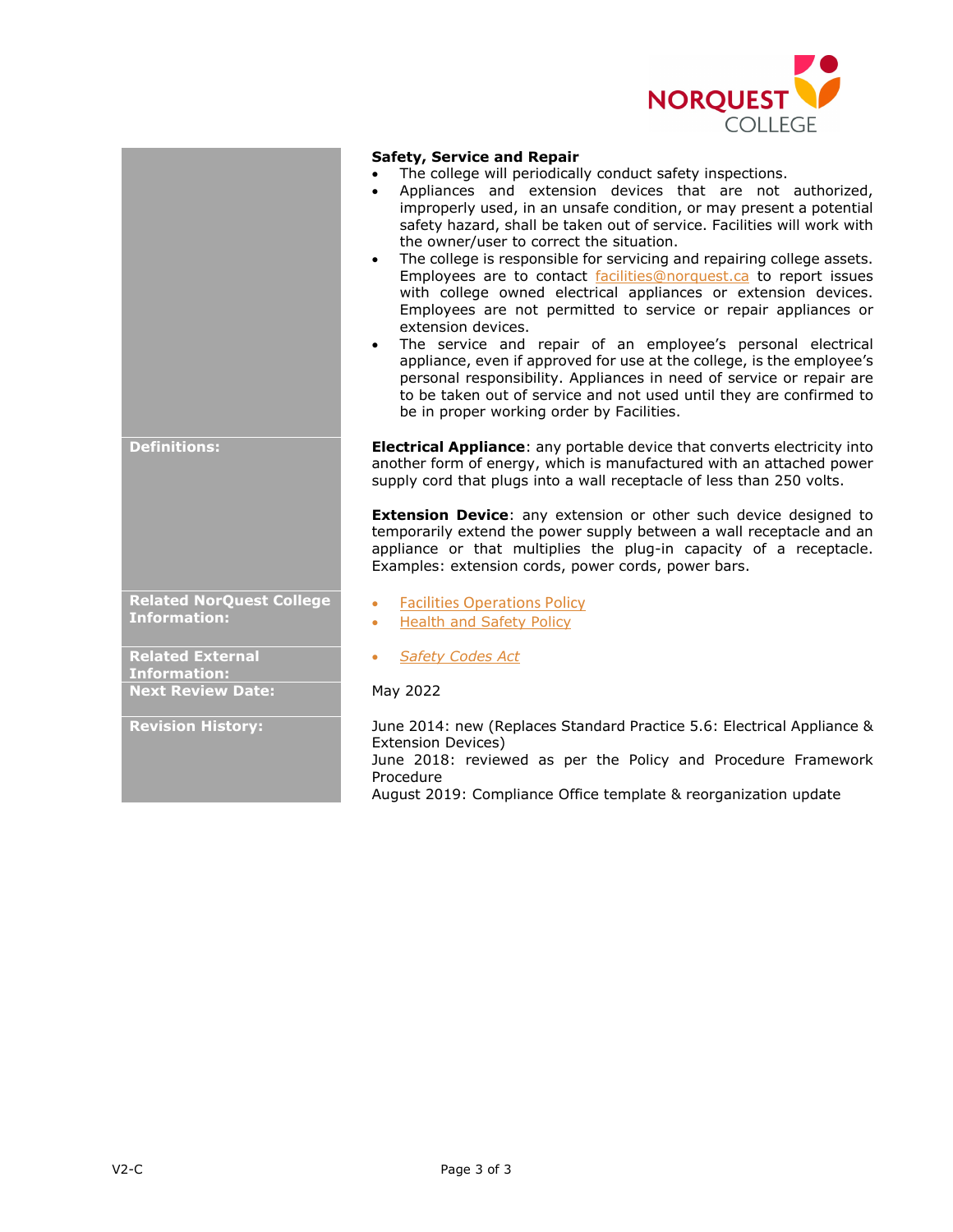**Safety, Service and Repair**

- The college will periodically conduct safety inspections.
- Appliances and extension devices that are not authorized, improperly used, in an unsafe condition, or may present a potential safety hazard, shall be taken out of service. Facilities will work with the owner/user to correct the situation.
- The college is responsible for servicing and repairing college assets. Employees are to contact [facilities@norquest.ca](mailto:facilities@norquest.ca) to report issues with college owned electrical appliances or extension devices. Employees are not permitted to service or repair appliances or extension devices.
- The service and repair of an employee's personal electrical appliance, even if approved for use at the college, is the employee's personal responsibility. Appliances in need of service or repair are to be taken out of service and not used until they are confirmed to be in proper working order by Facilities.

| | |
|---|---|
| **Definitions:** | **Electrical Appliance**: any portable device that converts electricity into another form of energy, which is manufactured with an attached power supply cord that plugs into a wall receptacle of less than 250 volts.<br><br>**Extension Device**: any extension or other such device designed to temporarily extend the power supply between a wall receptacle and an appliance or that multiplies the plug-in capacity of a receptacle. Examples: extension cords, power cords, power bars. |
| **Related NorQuest College Information:** | • Facilities Operations Policy<br>• Health and Safety Policy |
| **Related External Information:** | • *Safety Codes Act* |
| **Next Review Date:** | May 2022 |
| **Revision History:** | June 2014: new (Replaces Standard Practice 5.6: Electrical Appliance & Extension Devices)<br>June 2018: reviewed as per the Policy and Procedure Framework Procedure<br>August 2019: Compliance Office template & reorganization update |

V2-C